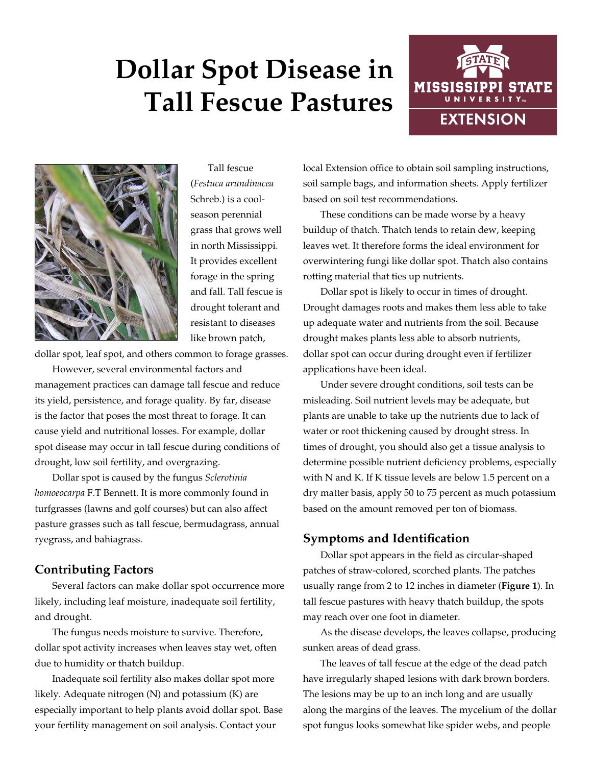# Dollar Spot Disease in Tall Fescue Pastures

Tall fescue (*Festuca arundinacea* Schreb.) is a cool-season perennial grass that grows well in north Mississippi. It provides excellent forage in the spring and fall. Tall fescue is drought tolerant and resistant to diseases like brown patch, dollar spot, leaf spot, and others common to forage grasses.

However, several environmental factors and management practices can damage tall fescue and reduce its yield, persistence, and forage quality. By far, disease is the factor that poses the most threat to forage. It can cause yield and nutritional losses. For example, dollar spot disease may occur in tall fescue during conditions of drought, low soil fertility, and overgrazing.

Dollar spot is caused by the fungus *Sclerotinia homoeocarpa* F.T Bennett. It is more commonly found in turfgrasses (lawns and golf courses) but can also affect pasture grasses such as tall fescue, bermudagrass, annual ryegrass, and bahiagrass.

## Contributing Factors

Several factors can make dollar spot occurrence more likely, including leaf moisture, inadequate soil fertility, and drought.

The fungus needs moisture to survive. Therefore, dollar spot activity increases when leaves stay wet, often due to humidity or thatch buildup.

Inadequate soil fertility also makes dollar spot more likely. Adequate nitrogen (N) and potassium (K) are especially important to help plants avoid dollar spot. Base your fertility management on soil analysis. Contact your local Extension office to obtain soil sampling instructions, soil sample bags, and information sheets. Apply fertilizer based on soil test recommendations.

These conditions can be made worse by a heavy buildup of thatch. Thatch tends to retain dew, keeping leaves wet. It therefore forms the ideal environment for overwintering fungi like dollar spot. Thatch also contains rotting material that ties up nutrients.

Dollar spot is likely to occur in times of drought. Drought damages roots and makes them less able to take up adequate water and nutrients from the soil. Because drought makes plants less able to absorb nutrients, dollar spot can occur during drought even if fertilizer applications have been ideal.

Under severe drought conditions, soil tests can be misleading. Soil nutrient levels may be adequate, but plants are unable to take up the nutrients due to lack of water or root thickening caused by drought stress. In times of drought, you should also get a tissue analysis to determine possible nutrient deficiency problems, especially with N and K. If K tissue levels are below 1.5 percent on a dry matter basis, apply 50 to 75 percent as much potassium based on the amount removed per ton of biomass.

## Symptoms and Identification

Dollar spot appears in the field as circular-shaped patches of straw-colored, scorched plants. The patches usually range from 2 to 12 inches in diameter (**Figure 1**). In tall fescue pastures with heavy thatch buildup, the spots may reach over one foot in diameter.

As the disease develops, the leaves collapse, producing sunken areas of dead grass.

The leaves of tall fescue at the edge of the dead patch have irregularly shaped lesions with dark brown borders. The lesions may be up to an inch long and are usually along the margins of the leaves. The mycelium of the dollar spot fungus looks somewhat like spider webs, and people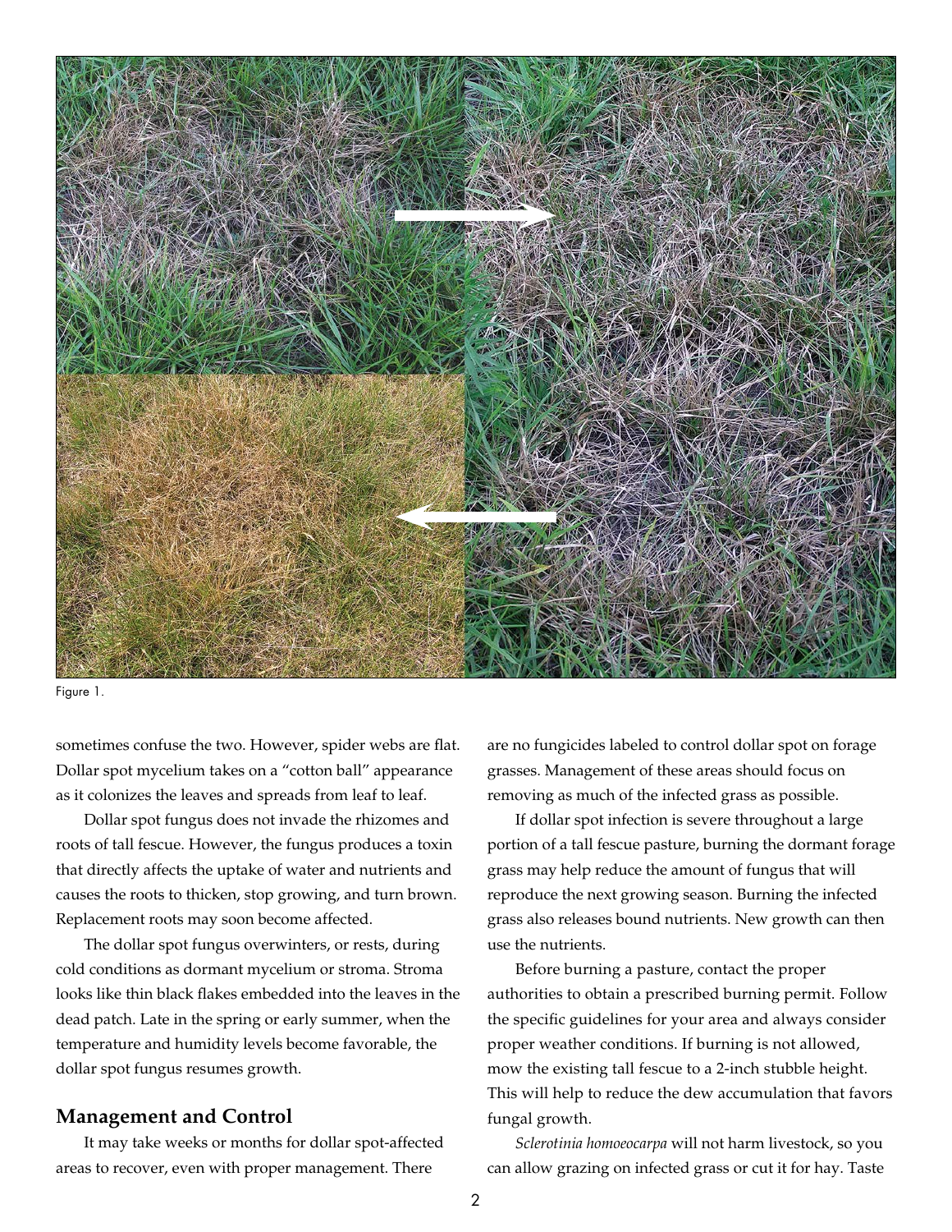Figure 1.

sometimes confuse the two. However, spider webs are flat. Dollar spot mycelium takes on a "cotton ball" appearance as it colonizes the leaves and spreads from leaf to leaf.

Dollar spot fungus does not invade the rhizomes and roots of tall fescue. However, the fungus produces a toxin that directly affects the uptake of water and nutrients and causes the roots to thicken, stop growing, and turn brown. Replacement roots may soon become affected.

The dollar spot fungus overwinters, or rests, during cold conditions as dormant mycelium or stroma. Stroma looks like thin black flakes embedded into the leaves in the dead patch. Late in the spring or early summer, when the temperature and humidity levels become favorable, the dollar spot fungus resumes growth.

## Management and Control

It may take weeks or months for dollar spot-affected areas to recover, even with proper management. There are no fungicides labeled to control dollar spot on forage grasses. Management of these areas should focus on removing as much of the infected grass as possible.

If dollar spot infection is severe throughout a large portion of a tall fescue pasture, burning the dormant forage grass may help reduce the amount of fungus that will reproduce the next growing season. Burning the infected grass also releases bound nutrients. New growth can then use the nutrients.

Before burning a pasture, contact the proper authorities to obtain a prescribed burning permit. Follow the specific guidelines for your area and always consider proper weather conditions. If burning is not allowed, mow the existing tall fescue to a 2-inch stubble height. This will help to reduce the dew accumulation that favors fungal growth.

*Sclerotinia homoeocarpa* will not harm livestock, so you can allow grazing on infected grass or cut it for hay. Taste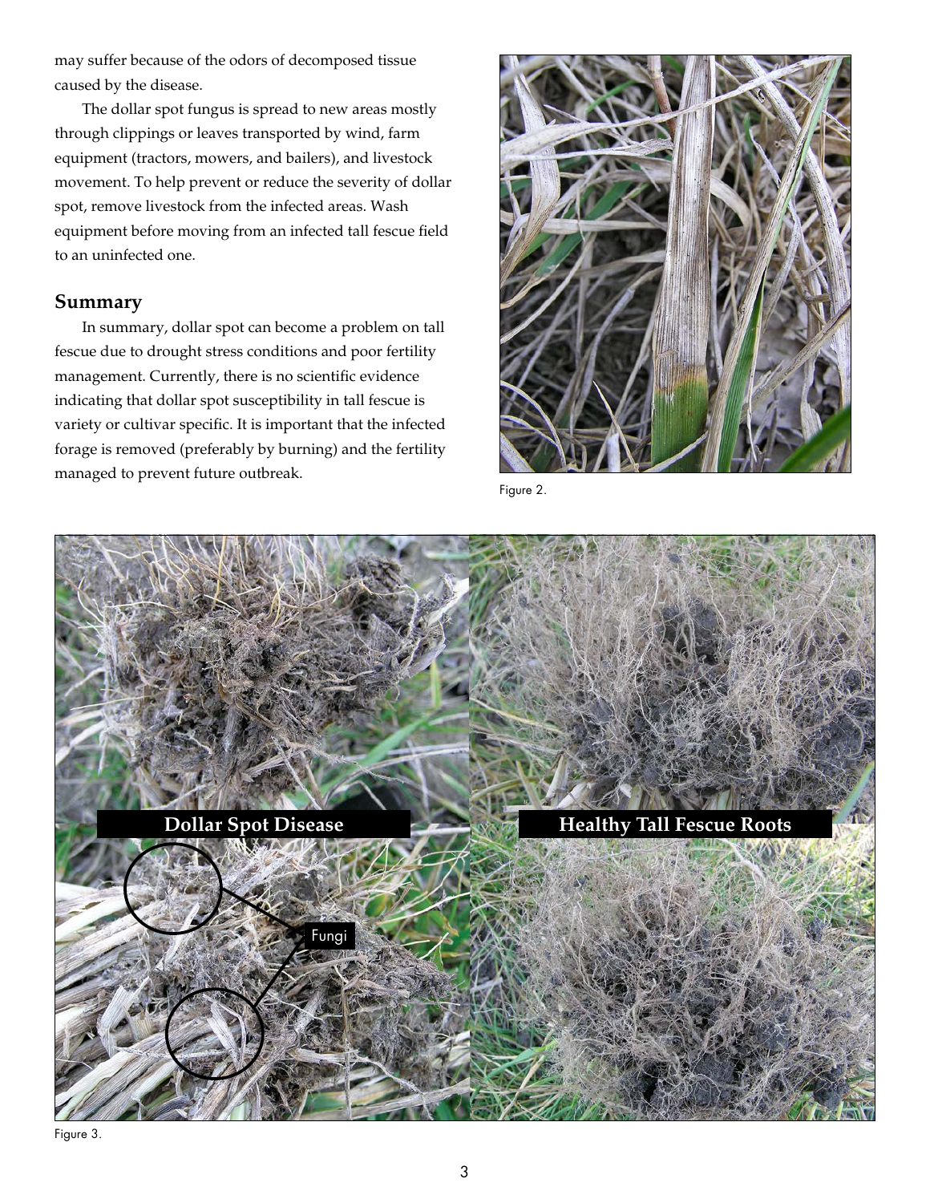may suffer because of the odors of decomposed tissue caused by the disease.

The dollar spot fungus is spread to new areas mostly through clippings or leaves transported by wind, farm equipment (tractors, mowers, and bailers), and livestock movement. To help prevent or reduce the severity of dollar spot, remove livestock from the infected areas. Wash equipment before moving from an infected tall fescue field to an uninfected one.

## Summary

In summary, dollar spot can become a problem on tall fescue due to drought stress conditions and poor fertility management. Currently, there is no scientific evidence indicating that dollar spot susceptibility in tall fescue is variety or cultivar specific. It is important that the infected forage is removed (preferably by burning) and the fertility managed to prevent future outbreak.

Figure 2.

Figure 3.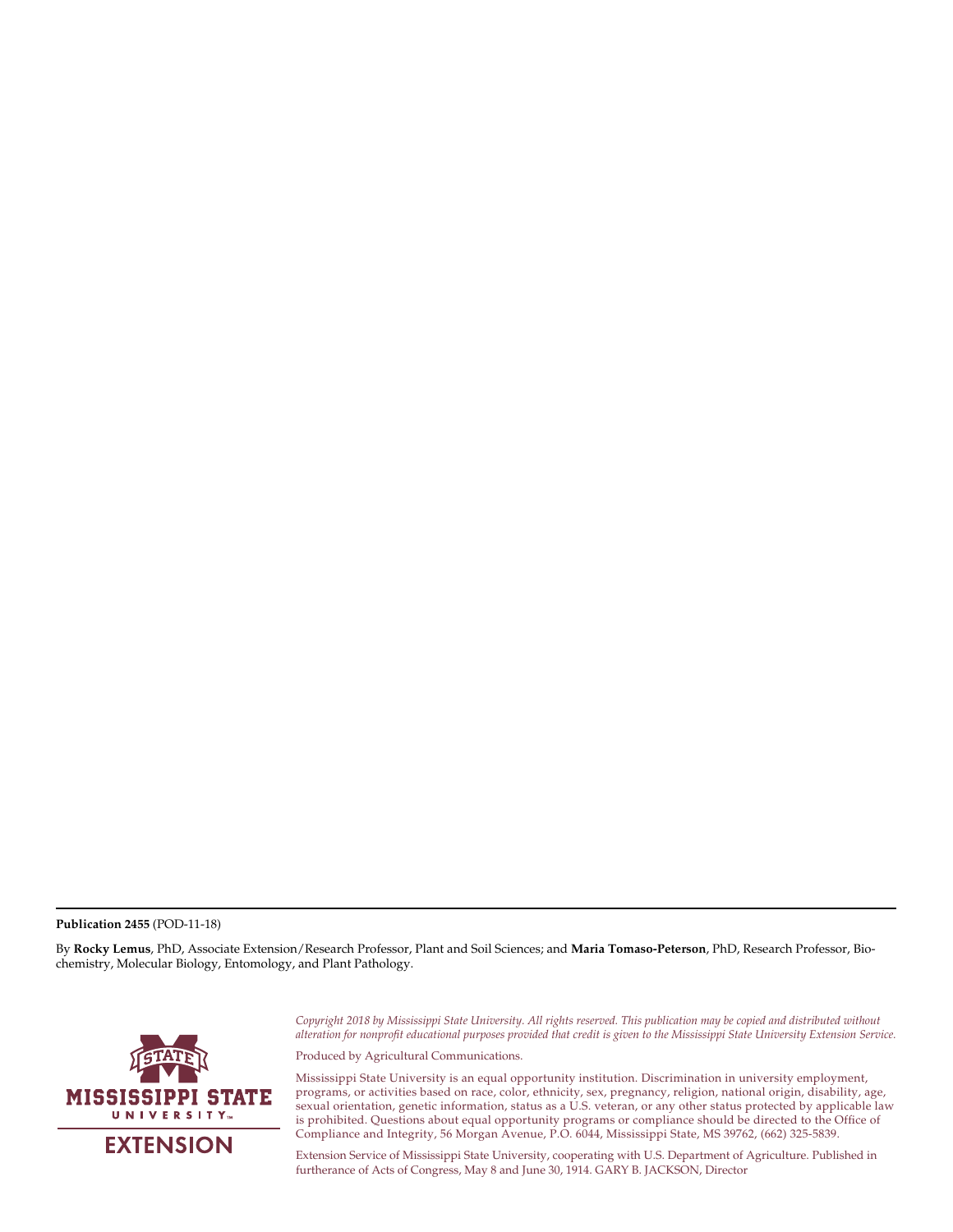**Publication 2455** (POD-11-18)

By **Rocky Lemus**, PhD, Associate Extension/Research Professor, Plant and Soil Sciences; and **Maria Tomaso-Peterson**, PhD, Research Professor, Biochemistry, Molecular Biology, Entomology, and Plant Pathology.

*Copyright 2018 by Mississippi State University. All rights reserved. This publication may be copied and distributed without alteration for nonprofit educational purposes provided that credit is given to the Mississippi State University Extension Service.*

Produced by Agricultural Communications.

Mississippi State University is an equal opportunity institution. Discrimination in university employment, programs, or activities based on race, color, ethnicity, sex, pregnancy, religion, national origin, disability, age, sexual orientation, genetic information, status as a U.S. veteran, or any other status protected by applicable law is prohibited. Questions about equal opportunity programs or compliance should be directed to the Office of Compliance and Integrity, 56 Morgan Avenue, P.O. 6044, Mississippi State, MS 39762, (662) 325-5839.

Extension Service of Mississippi State University, cooperating with U.S. Department of Agriculture. Published in furtherance of Acts of Congress, May 8 and June 30, 1914. GARY B. JACKSON, Director